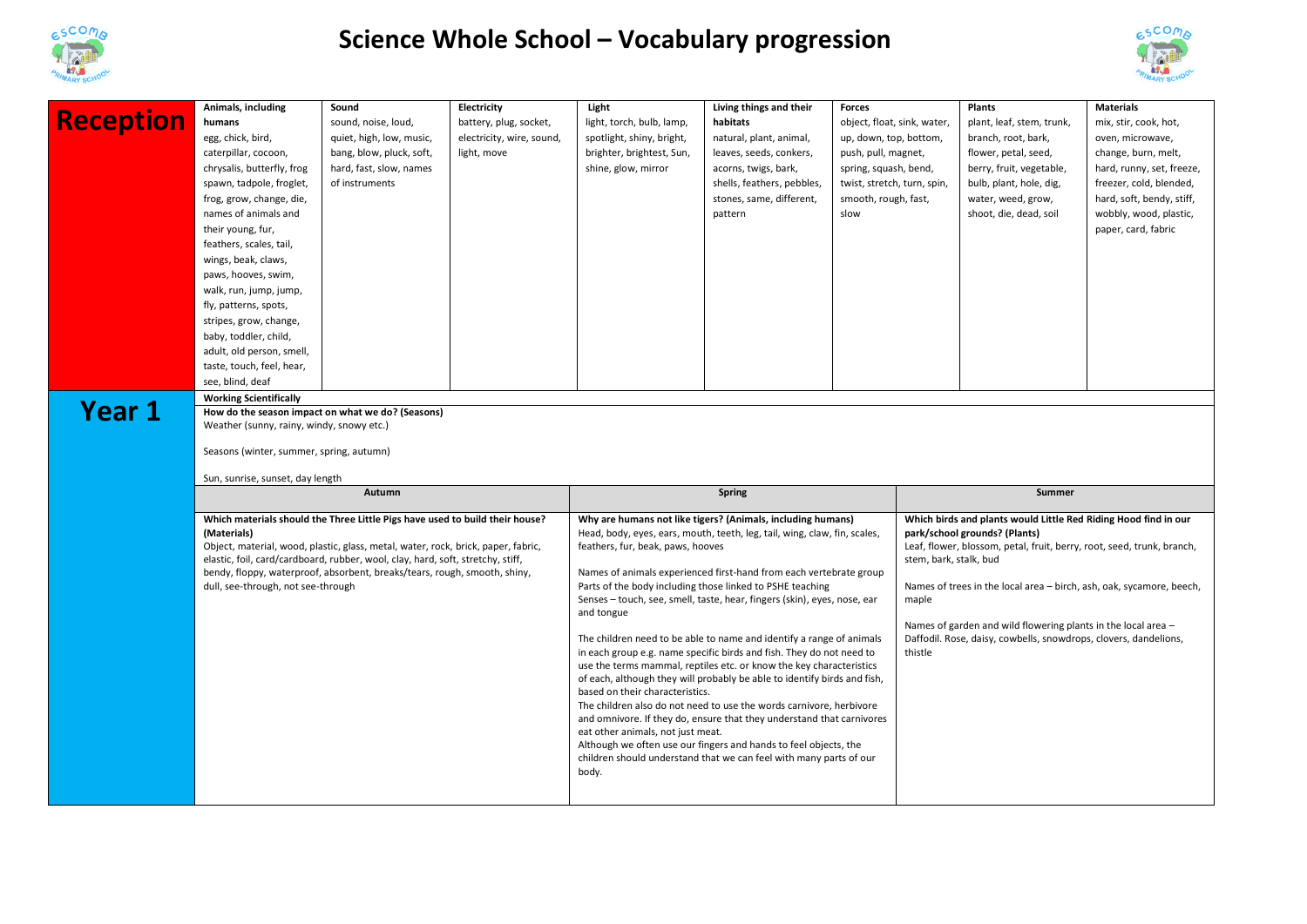# Science Whole School – Vocabulary progression

## Reception

| Animals, including humans | Sound | Electricity | Light | Living things and their habitats | Forces | Plants | Materials |
| --- | --- | --- | --- | --- | --- | --- | --- |
| egg, chick, bird, caterpillar, cocoon, chrysalis, butterfly, frog spawn, tadpole, froglet, frog, grow, change, die, names of animals and their young, fur, feathers, scales, tail, wings, beak, claws, paws, hooves, swim, walk, run, jump, jump, fly, patterns, spots, stripes, grow, change, baby, toddler, child, adult, old person, smell, taste, touch, feel, hear, see, blind, deaf | sound, noise, loud, quiet, high, low, music, bang, blow, pluck, soft, hard, fast, slow, names of instruments | battery, plug, socket, electricity, wire, sound, light, move | light, torch, bulb, lamp, spotlight, shiny, bright, brighter, brightest, Sun, shine, glow, mirror | natural, plant, animal, leaves, seeds, conkers, acorns, twigs, bark, shells, feathers, pebbles, stones, same, different, pattern | object, float, sink, water, up, down, top, bottom, push, pull, magnet, spring, squash, bend, twist, stretch, turn, spin, smooth, rough, fast, slow | plant, leaf, stem, trunk, branch, root, bark, flower, petal, seed, berry, fruit, vegetable, bulb, plant, hole, dig, water, weed, grow, shoot, die, dead, soil | mix, stir, cook, hot, oven, microwave, change, burn, melt, hard, runny, set, freeze, freezer, cold, blended, hard, soft, bendy, stiff, wobbly, wood, plastic, paper, card, fabric |

## Year 1

**Working Scientifically**

**How do the season impact on what we do? (Seasons)**

Weather (sunny, rainy, windy, snowy etc.)

Seasons (winter, summer, spring, autumn)

Sun, sunrise, sunset, day length

| Autumn | Spring | Summer |
| --- | --- | --- |
| **Which materials should the Three Little Pigs have used to build their house? (Materials)**<br>Object, material, wood, plastic, glass, metal, water, rock, brick, paper, fabric, elastic, foil, card/cardboard, rubber, wool, clay, hard, soft, stretchy, stiff, bendy, floppy, waterproof, absorbent, breaks/tears, rough, smooth, shiny, dull, see-through, not see-through | **Why are humans not like tigers? (Animals, including humans)**<br>Head, body, eyes, ears, mouth, teeth, leg, tail, wing, claw, fin, scales, feathers, fur, beak, paws, hooves<br><br>Names of animals experienced first-hand from each vertebrate group<br>Parts of the body including those linked to PSHE teaching<br>Senses – touch, see, smell, taste, hear, fingers (skin), eyes, nose, ear and tongue<br><br>The children need to be able to name and identify a range of animals in each group e.g. name specific birds and fish. They do not need to use the terms mammal, reptiles etc. or know the key characteristics of each, although they will probably be able to identify birds and fish, based on their characteristics.<br>The children also do not need to use the words carnivore, herbivore and omnivore. If they do, ensure that they understand that carnivores eat other animals, not just meat.<br>Although we often use our fingers and hands to feel objects, the children should understand that we can feel with many parts of our body. | **Which birds and plants would Little Red Riding Hood find in our park/school grounds? (Plants)**<br>Leaf, flower, blossom, petal, fruit, berry, root, seed, trunk, branch, stem, bark, stalk, bud<br><br>Names of trees in the local area – birch, ash, oak, sycamore, beech, maple<br><br>Names of garden and wild flowering plants in the local area – Daffodil. Rose, daisy, cowbells, snowdrops, clovers, dandelions, thistle |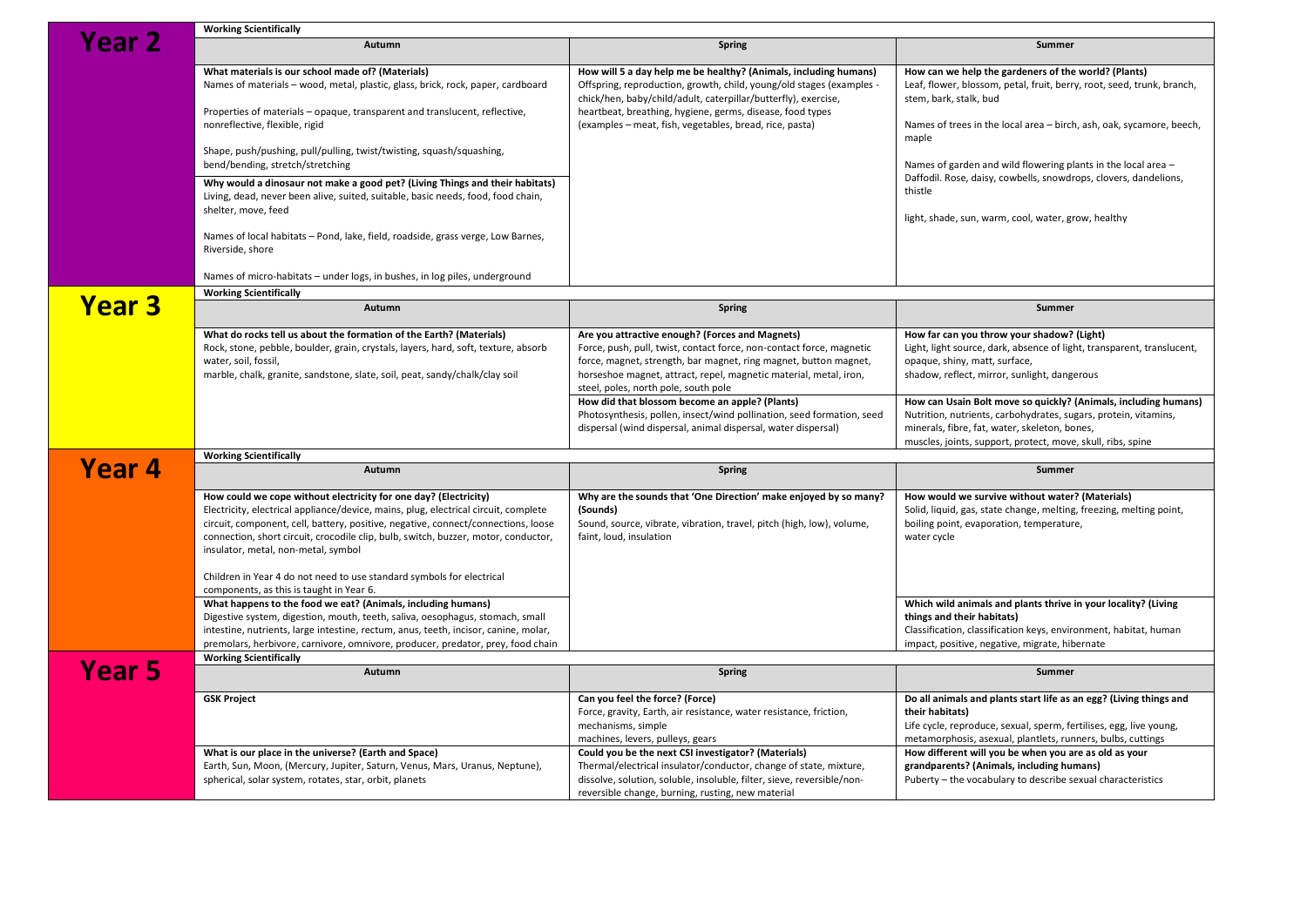## Year 2

**Working Scientifically**

| Autumn | Spring | Summer |
| --- | --- | --- |
| **What materials is our school made of? (Materials)**<br>Names of materials – wood, metal, plastic, glass, brick, rock, paper, cardboard<br><br>Properties of materials – opaque, transparent and translucent, reflective, nonreflective, flexible, rigid<br><br>Shape, push/pushing, pull/pulling, twist/twisting, squash/squashing, bend/bending, stretch/stretching | **How will 5 a day help me be healthy? (Animals, including humans)**<br>Offspring, reproduction, growth, child, young/old stages (examples - chick/hen, baby/child/adult, caterpillar/butterfly), exercise, heartbeat, breathing, hygiene, germs, disease, food types (examples – meat, fish, vegetables, bread, rice, pasta) | **How can we help the gardeners of the world? (Plants)**<br>Leaf, flower, blossom, petal, fruit, berry, root, seed, trunk, branch, stem, bark, stalk, bud<br><br>Names of trees in the local area – birch, ash, oak, sycamore, beech, maple<br><br>Names of garden and wild flowering plants in the local area – Daffodil. Rose, daisy, cowbells, snowdrops, clovers, dandelions, thistle<br><br>light, shade, sun, warm, cool, water, grow, healthy |
| **Why would a dinosaur not make a good pet? (Living Things and their habitats)**<br>Living, dead, never been alive, suited, suitable, basic needs, food, food chain, shelter, move, feed<br><br>Names of local habitats – Pond, lake, field, roadside, grass verge, Low Barnes, Riverside, shore<br><br>Names of micro-habitats – under logs, in bushes, in log piles, underground | | |

## Year 3

**Working Scientifically**

| Autumn | Spring | Summer |
| --- | --- | --- |
| **What do rocks tell us about the formation of the Earth? (Materials)**<br>Rock, stone, pebble, boulder, grain, crystals, layers, hard, soft, texture, absorb water, soil, fossil,<br>marble, chalk, granite, sandstone, slate, soil, peat, sandy/chalk/clay soil | **Are you attractive enough? (Forces and Magnets)**<br>Force, push, pull, twist, contact force, non-contact force, magnetic force, magnet, strength, bar magnet, ring magnet, button magnet, horseshoe magnet, attract, repel, magnetic material, metal, iron, steel, poles, north pole, south pole | **How far can you throw your shadow? (Light)**<br>Light, light source, dark, absence of light, transparent, translucent, opaque, shiny, matt, surface,<br>shadow, reflect, mirror, sunlight, dangerous |
| | **How did that blossom become an apple? (Plants)**<br>Photosynthesis, pollen, insect/wind pollination, seed formation, seed dispersal (wind dispersal, animal dispersal, water dispersal) | **How can Usain Bolt move so quickly? (Animals, including humans)**<br>Nutrition, nutrients, carbohydrates, sugars, protein, vitamins, minerals, fibre, fat, water, skeleton, bones,<br>muscles, joints, support, protect, move, skull, ribs, spine |

## Year 4

**Working Scientifically**

| Autumn | Spring | Summer |
| --- | --- | --- |
| **How could we cope without electricity for one day? (Electricity)**<br>Electricity, electrical appliance/device, mains, plug, electrical circuit, complete circuit, component, cell, battery, positive, negative, connect/connections, loose connection, short circuit, crocodile clip, bulb, switch, buzzer, motor, conductor, insulator, metal, non-metal, symbol<br><br>Children in Year 4 do not need to use standard symbols for electrical components, as this is taught in Year 6. | **Why are the sounds that 'One Direction' make enjoyed by so many? (Sounds)**<br>Sound, source, vibrate, vibration, travel, pitch (high, low), volume, faint, loud, insulation | **How would we survive without water? (Materials)**<br>Solid, liquid, gas, state change, melting, freezing, melting point, boiling point, evaporation, temperature,<br>water cycle |
| **What happens to the food we eat? (Animals, including humans)**<br>Digestive system, digestion, mouth, teeth, saliva, oesophagus, stomach, small intestine, nutrients, large intestine, rectum, anus, teeth, incisor, canine, molar, premolars, herbivore, carnivore, omnivore, producer, predator, prey, food chain | | **Which wild animals and plants thrive in your locality? (Living things and their habitats)**<br>Classification, classification keys, environment, habitat, human impact, positive, negative, migrate, hibernate |

## Year 5

**Working Scientifically**

| Autumn | Spring | Summer |
| --- | --- | --- |
| **GSK Project** | **Can you feel the force? (Force)**<br>Force, gravity, Earth, air resistance, water resistance, friction, mechanisms, simple<br>machines, levers, pulleys, gears | **Do all animals and plants start life as an egg? (Living things and their habitats)**<br>Life cycle, reproduce, sexual, sperm, fertilises, egg, live young, metamorphosis, asexual, plantlets, runners, bulbs, cuttings |
| **What is our place in the universe? (Earth and Space)**<br>Earth, Sun, Moon, (Mercury, Jupiter, Saturn, Venus, Mars, Uranus, Neptune), spherical, solar system, rotates, star, orbit, planets | **Could you be the next CSI investigator? (Materials)**<br>Thermal/electrical insulator/conductor, change of state, mixture, dissolve, solution, soluble, insoluble, filter, sieve, reversible/non-reversible change, burning, rusting, new material | **How different will you be when you are as old as your grandparents? (Animals, including humans)**<br>Puberty – the vocabulary to describe sexual characteristics |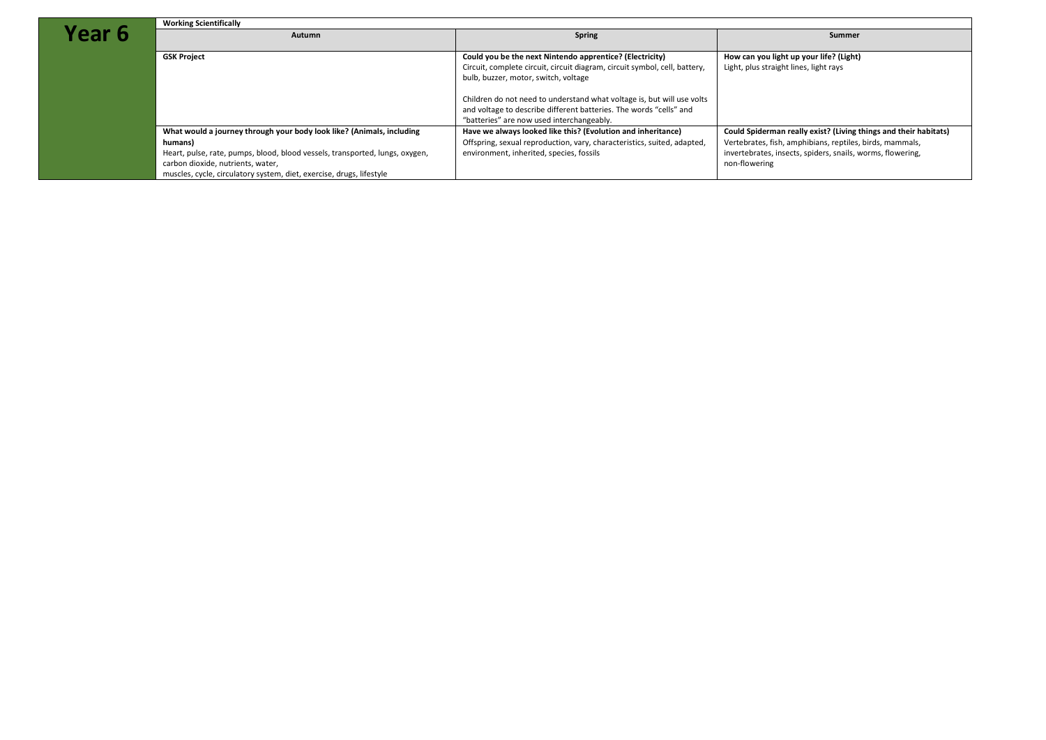# Year 6

| Working Scientifically | | |
|---|---|---|
| **Autumn** | **Spring** | **Summer** |
| **GSK Project** | **Could you be the next Nintendo apprentice? (Electricity)**<br>Circuit, complete circuit, circuit diagram, circuit symbol, cell, battery, bulb, buzzer, motor, switch, voltage<br><br>Children do not need to understand what voltage is, but will use volts and voltage to describe different batteries. The words "cells" and "batteries" are now used interchangeably. | **How can you light up your life? (Light)**<br>Light, plus straight lines, light rays |
| **What would a journey through your body look like? (Animals, including humans)**<br>Heart, pulse, rate, pumps, blood, blood vessels, transported, lungs, oxygen, carbon dioxide, nutrients, water,<br>muscles, cycle, circulatory system, diet, exercise, drugs, lifestyle | **Have we always looked like this? (Evolution and inheritance)**<br>Offspring, sexual reproduction, vary, characteristics, suited, adapted, environment, inherited, species, fossils | **Could Spiderman really exist? (Living things and their habitats)**<br>Vertebrates, fish, amphibians, reptiles, birds, mammals, invertebrates, insects, spiders, snails, worms, flowering, non-flowering |